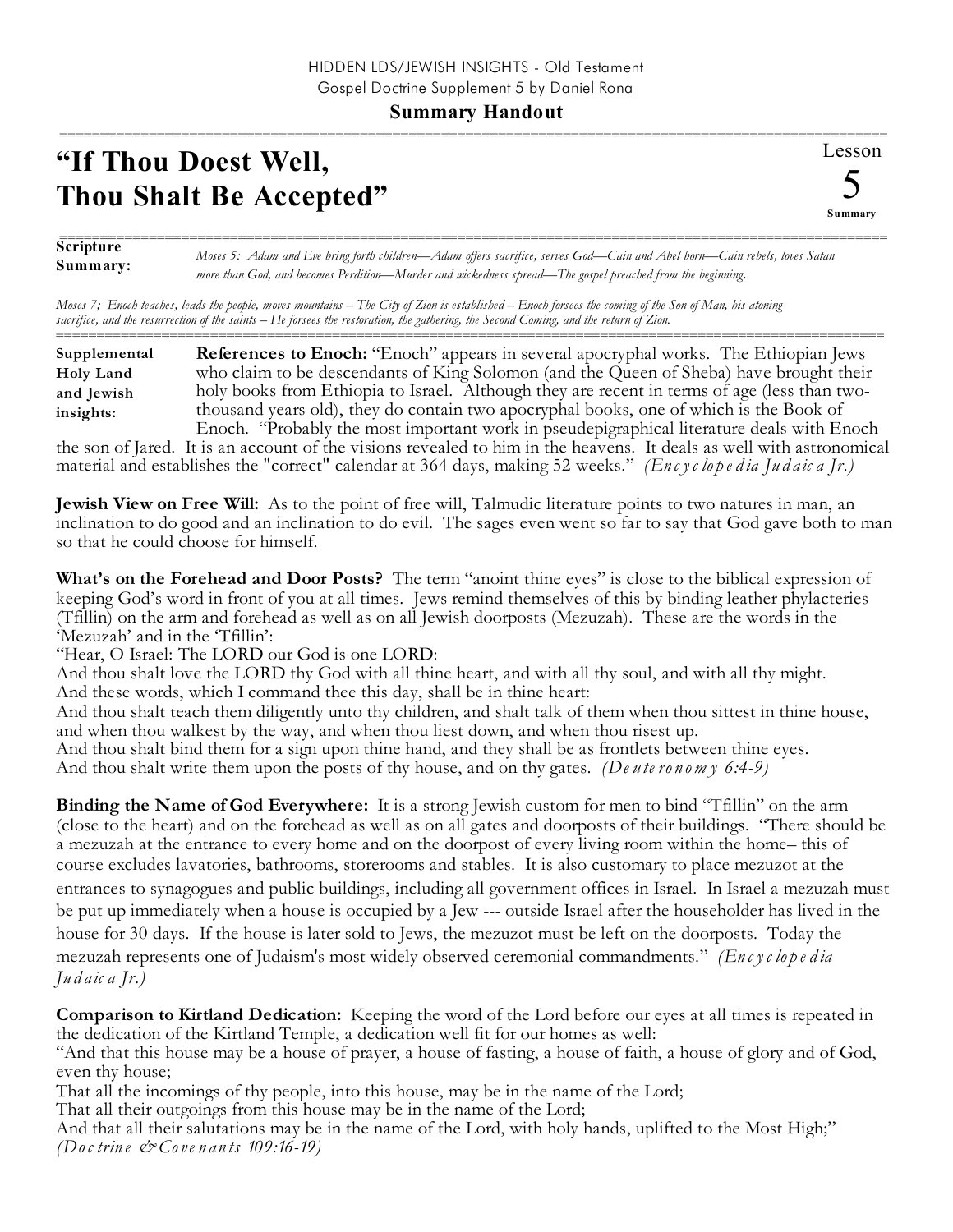HIDDEN LDS/JEWISH INSIGHTS - Old Testament
Gospel Doctrine Supplement 5 by Daniel Rona

**Summary Handout**

# "If Thou Doest Well, Thou Shalt Be Accepted"

Lesson 5 Summary

**Scripture Summary:** *Moses 5: Adam and Eve bring forth children—Adam offers sacrifice, serves God—Cain and Abel born—Cain rebels, loves Satan more than God, and becomes Perdition—Murder and wickedness spread—The gospel preached from the beginning.*

*Moses 7; Enoch teaches, leads the people, moves mountains – The City of Zion is established – Enoch forsees the coming of the Son of Man, his atoning sacrifice, and the resurrection of the saints – He forsees the restoration, the gathering, the Second Coming, and the return of Zion.*

**Supplemental Holy Land and Jewish insights:**

**References to Enoch:** "Enoch" appears in several apocryphal works. The Ethiopian Jews who claim to be descendants of King Solomon (and the Queen of Sheba) have brought their holy books from Ethiopia to Israel. Although they are recent in terms of age (less than two-thousand years old), they do contain two apocryphal books, one of which is the Book of Enoch. "Probably the most important work in pseudepigraphical literature deals with Enoch the son of Jared. It is an account of the visions revealed to him in the heavens. It deals as well with astronomical material and establishes the "correct" calendar at 364 days, making 52 weeks." *(Encyclopedia Judaica Jr.)*

**Jewish View on Free Will:** As to the point of free will, Talmudic literature points to two natures in man, an inclination to do good and an inclination to do evil. The sages even went so far to say that God gave both to man so that he could choose for himself.

**What's on the Forehead and Door Posts?** The term "anoint thine eyes" is close to the biblical expression of keeping God's word in front of you at all times. Jews remind themselves of this by binding leather phylacteries (Tfillin) on the arm and forehead as well as on all Jewish doorposts (Mezuzah). These are the words in the 'Mezuzah' and in the 'Tfillin':

"Hear, O Israel: The LORD our God is one LORD:
And thou shalt love the LORD thy God with all thine heart, and with all thy soul, and with all thy might.
And these words, which I command thee this day, shall be in thine heart:
And thou shalt teach them diligently unto thy children, and shalt talk of them when thou sittest in thine house, and when thou walkest by the way, and when thou liest down, and when thou risest up.
And thou shalt bind them for a sign upon thine hand, and they shall be as frontlets between thine eyes.
And thou shalt write them upon the posts of thy house, and on thy gates. *(Deuteronomy 6:4-9)*

**Binding the Name of God Everywhere:** It is a strong Jewish custom for men to bind "Tfillin" on the arm (close to the heart) and on the forehead as well as on all gates and doorposts of their buildings. "There should be a mezuzah at the entrance to every home and on the doorpost of every living room within the home– this of course excludes lavatories, bathrooms, storerooms and stables. It is also customary to place mezuzot at the entrances to synagogues and public buildings, including all government offices in Israel. In Israel a mezuzah must be put up immediately when a house is occupied by a Jew --- outside Israel after the householder has lived in the house for 30 days. If the house is later sold to Jews, the mezuzot must be left on the doorposts. Today the mezuzah represents one of Judaism's most widely observed ceremonial commandments." *(Encyclopedia Judaica Jr.)*

**Comparison to Kirtland Dedication:** Keeping the word of the Lord before our eyes at all times is repeated in the dedication of the Kirtland Temple, a dedication well fit for our homes as well:

"And that this house may be a house of prayer, a house of fasting, a house of faith, a house of glory and of God, even thy house;
That all the incomings of thy people, into this house, may be in the name of the Lord;
That all their outgoings from this house may be in the name of the Lord;
And that all their salutations may be in the name of the Lord, with holy hands, uplifted to the Most High;" *(Doctrine & Covenants 109:16-19)*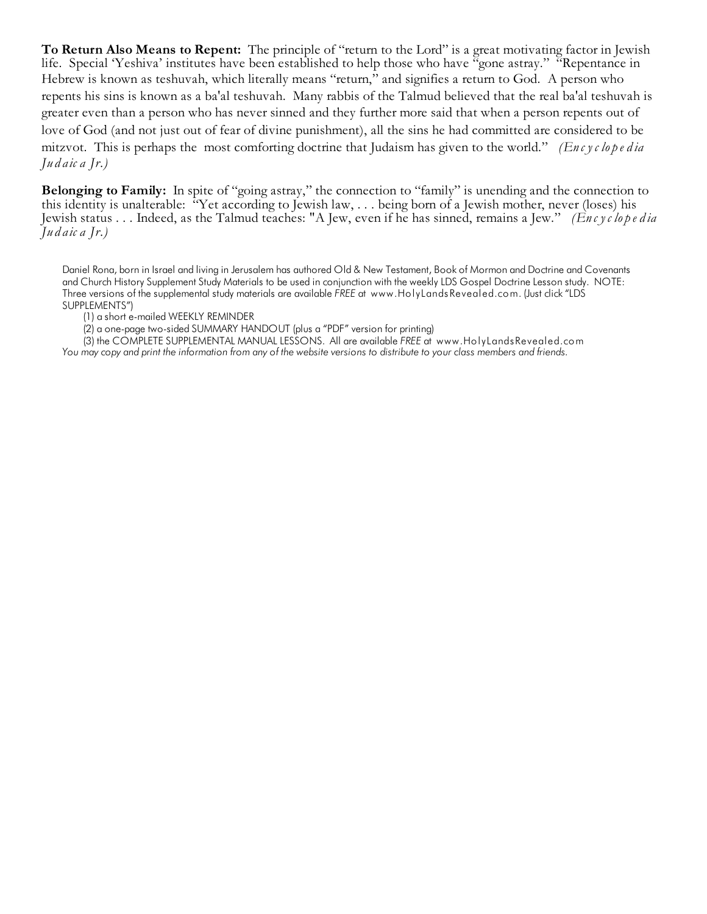**To Return Also Means to Repent:** The principle of "return to the Lord" is a great motivating factor in Jewish life. Special 'Yeshiva' institutes have been established to help those who have "gone astray." "Repentance in Hebrew is known as teshuvah, which literally means "return," and signifies a return to God. A person who repents his sins is known as a ba'al teshuvah. Many rabbis of the Talmud believed that the real ba'al teshuvah is greater even than a person who has never sinned and they further more said that when a person repents out of love of God (and not just out of fear of divine punishment), all the sins he had committed are considered to be mitzvot. This is perhaps the most comforting doctrine that Judaism has given to the world." *(Encyclopedia Judaica Jr.)*

**Belonging to Family:** In spite of "going astray," the connection to "family" is unending and the connection to this identity is unalterable: "Yet according to Jewish law, . . . being born of a Jewish mother, never (loses) his Jewish status . . . Indeed, as the Talmud teaches: "A Jew, even if he has sinned, remains a Jew." *(Encyclopedia Judaica Jr.)*

Daniel Rona, born in Israel and living in Jerusalem has authored Old & New Testament, Book of Mormon and Doctrine and Covenants and Church History Supplement Study Materials to be used in conjunction with the weekly LDS Gospel Doctrine Lesson study. NOTE: Three versions of the supplemental study materials are available *FREE* at www.HolyLandsRevealed.com. (Just click "LDS SUPPLEMENTS")

(1) a short e-mailed WEEKLY REMINDER

(2) a one-page two-sided SUMMARY HANDOUT (plus a "PDF" version for printing)

(3) the COMPLETE SUPPLEMENTAL MANUAL LESSONS. All are available *FREE* at www.HolyLandsRevealed.com

*You may copy and print the information from any of the website versions to distribute to your class members and friends.*